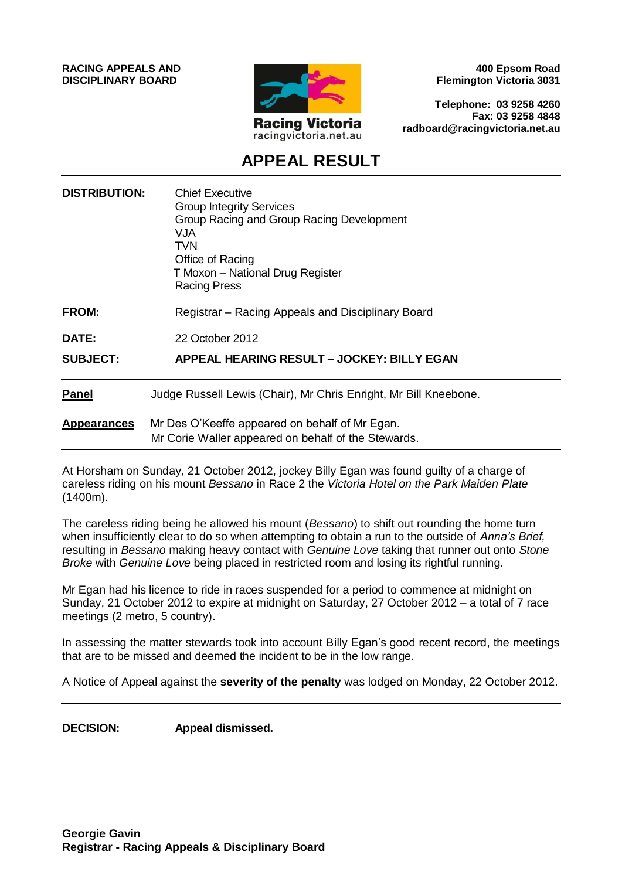**RACING APPEALS AND DISCIPLINARY BOARD**

Racing Victoria
racingvictoria.net.au

**400 Epsom Road**
**Flemington Victoria 3031**

**Telephone: 03 9258 4260**
**Fax: 03 9258 4848**
**radboard@racingvictoria.net.au**

# APPEAL RESULT

**DISTRIBUTION:** Chief Executive
Group Integrity Services
Group Racing and Group Racing Development
VJA
TVN
Office of Racing
T Moxon – National Drug Register
Racing Press

**FROM:** Registrar – Racing Appeals and Disciplinary Board

**DATE:** 22 October 2012

**SUBJECT:** **APPEAL HEARING RESULT – JOCKEY: BILLY EGAN**

---

**Panel** Judge Russell Lewis (Chair), Mr Chris Enright, Mr Bill Kneebone.

**Appearances** Mr Des O'Keeffe appeared on behalf of Mr Egan.
Mr Corie Waller appeared on behalf of the Stewards.

---

At Horsham on Sunday, 21 October 2012, jockey Billy Egan was found guilty of a charge of careless riding on his mount *Bessano* in Race 2 the *Victoria Hotel on the Park Maiden Plate* (1400m).

The careless riding being he allowed his mount (*Bessano*) to shift out rounding the home turn when insufficiently clear to do so when attempting to obtain a run to the outside of *Anna's Brief,* resulting in *Bessano* making heavy contact with *Genuine Love* taking that runner out onto *Stone Broke* with *Genuine Love* being placed in restricted room and losing its rightful running.

Mr Egan had his licence to ride in races suspended for a period to commence at midnight on Sunday, 21 October 2012 to expire at midnight on Saturday, 27 October 2012 – a total of 7 race meetings (2 metro, 5 country).

In assessing the matter stewards took into account Billy Egan's good recent record, the meetings that are to be missed and deemed the incident to be in the low range.

A Notice of Appeal against the **severity of the penalty** was lodged on Monday, 22 October 2012.

---

**DECISION:** **Appeal dismissed.**

**Georgie Gavin**
**Registrar - Racing Appeals & Disciplinary Board**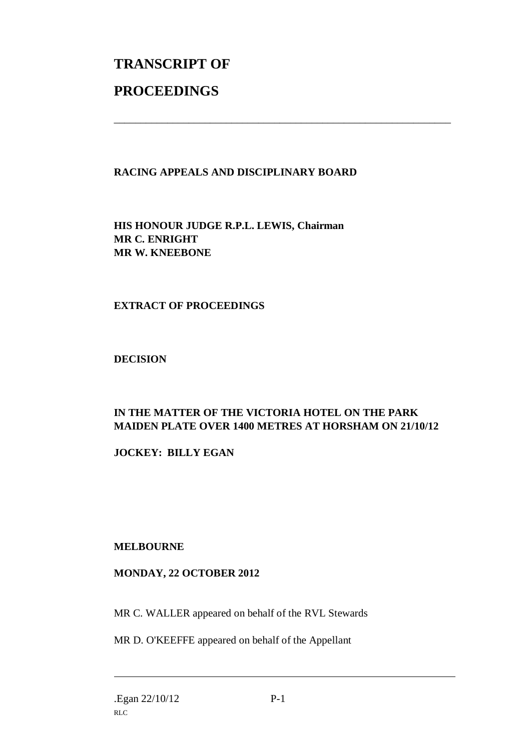# TRANSCRIPT OF

# PROCEEDINGS

---

**RACING APPEALS AND DISCIPLINARY BOARD**

**HIS HONOUR JUDGE R.P.L. LEWIS, Chairman**
**MR C. ENRIGHT**
**MR W. KNEEBONE**

**EXTRACT OF PROCEEDINGS**

**DECISION**

**IN THE MATTER OF THE VICTORIA HOTEL ON THE PARK MAIDEN PLATE OVER 1400 METRES AT HORSHAM ON 21/10/12**

**JOCKEY: BILLY EGAN**

**MELBOURNE**

**MONDAY, 22 OCTOBER 2012**

MR C. WALLER appeared on behalf of the RVL Stewards

MR D. O'KEEFFE appeared on behalf of the Appellant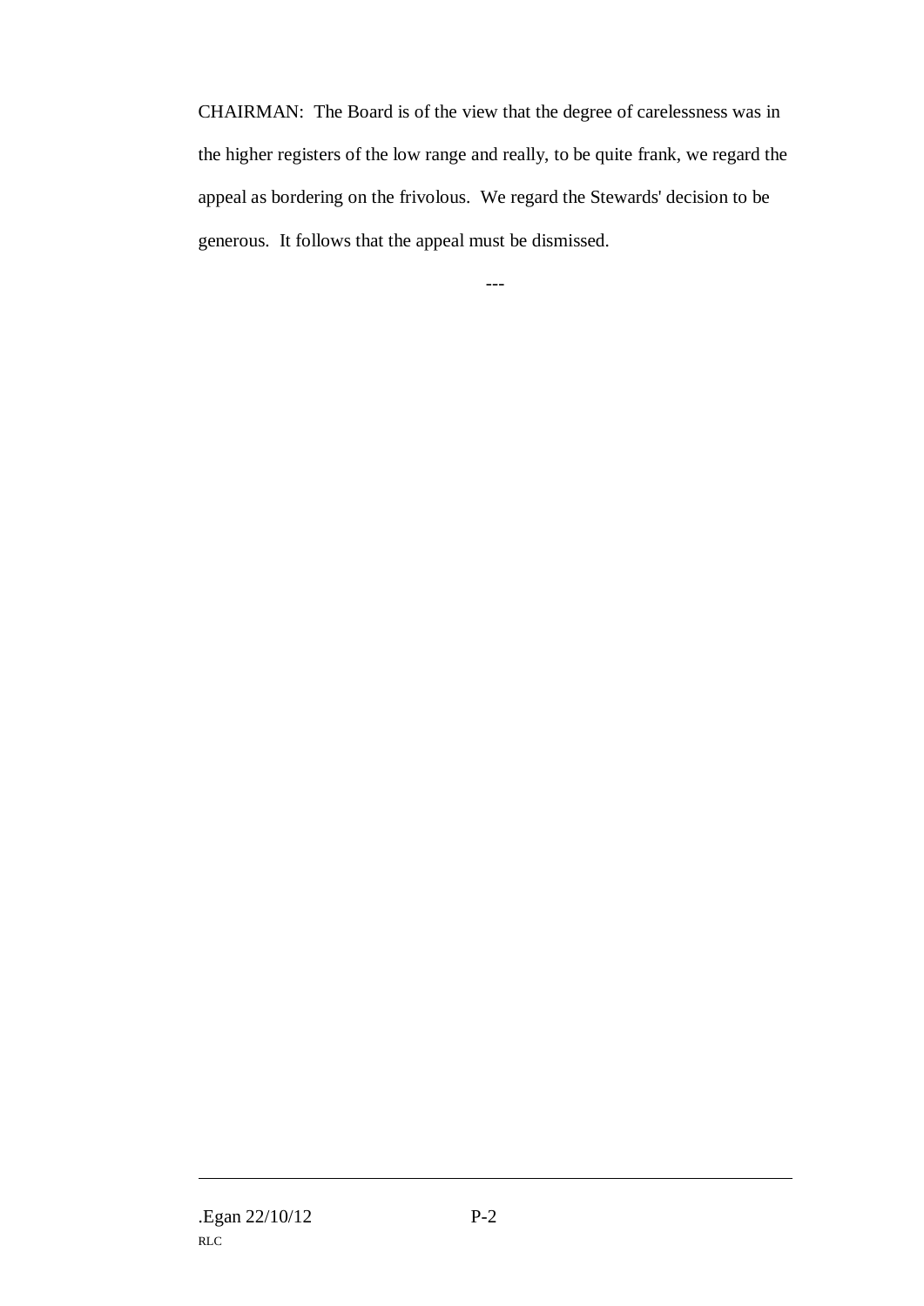CHAIRMAN: The Board is of the view that the degree of carelessness was in the higher registers of the low range and really, to be quite frank, we regard the appeal as bordering on the frivolous. We regard the Stewards' decision to be generous. It follows that the appeal must be dismissed.

---